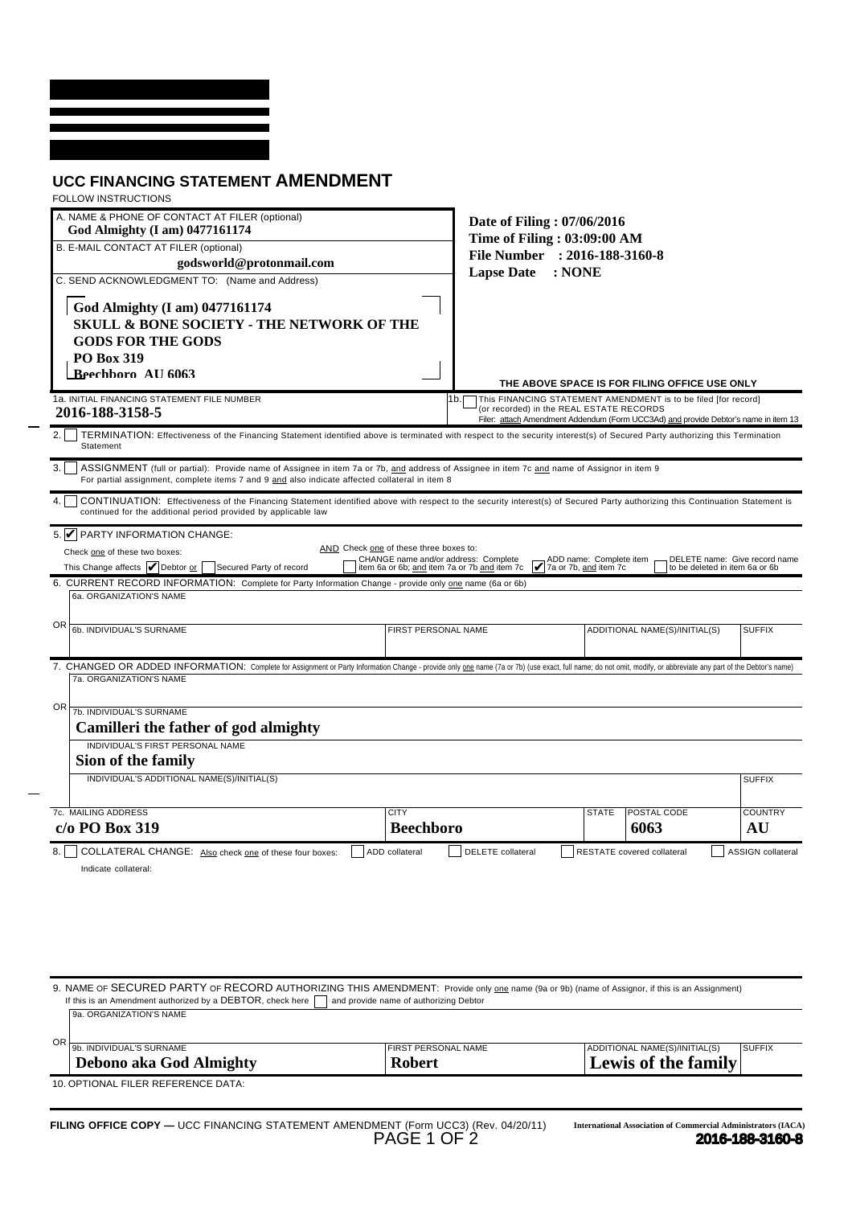# UCC FINANCING STATEMENT AMENDMENT

FOLLOW INSTRUCTIONS

A. NAME & PHONE OF CONTACT AT FILER (optional)
**God Almighty (I am) 0477161174**

B. E-MAIL CONTACT AT FILER (optional)
**godsworld@protonmail.com**

C. SEND ACKNOWLEDGMENT TO: (Name and Address)

**God Almighty (I am) 0477161174**
**SKULL & BONE SOCIETY - THE NETWORK OF THE GODS FOR THE GODS**
**PO Box 319**
**Beechboro AU 6063**

**Date of Filing : 07/06/2016**
**Time of Filing : 03:09:00 AM**
**File Number : 2016-188-3160-8**
**Lapse Date : NONE**

THE ABOVE SPACE IS FOR FILING OFFICE USE ONLY

1a. INITIAL FINANCING STATEMENT FILE NUMBER
**2016-188-3158-5**

1b. [ ] This FINANCING STATEMENT AMENDMENT is to be filed [for record] (or recorded) in the REAL ESTATE RECORDS
Filer: attach Amendment Addendum (Form UCC3Ad) and provide Debtor's name in item 13

2. [ ] TERMINATION: Effectiveness of the Financing Statement identified above is terminated with respect to the security interest(s) of Secured Party authorizing this Termination Statement

3. [ ] ASSIGNMENT (full or partial): Provide name of Assignee in item 7a or 7b, and address of Assignee in item 7c and name of Assignor in item 9
For partial assignment, complete items 7 and 9 and also indicate affected collateral in item 8

4. [ ] CONTINUATION: Effectiveness of the Financing Statement identified above with respect to the security interest(s) of Secured Party authorizing this Continuation Statement is continued for the additional period provided by applicable law

5. [✔] PARTY INFORMATION CHANGE:
Check one of these two boxes:
This Change affects [✔] Debtor or [ ] Secured Party of record
AND Check one of these three boxes to:
[ ] CHANGE name and/or address: Complete item 6a or 6b; and item 7a or 7b and item 7c
[✔] ADD name: Complete item 7a or 7b, and item 7c
[ ] DELETE name: Give record name to be deleted in item 6a or 6b

6. CURRENT RECORD INFORMATION: Complete for Party Information Change - provide only one name (6a or 6b)

6a. ORGANIZATION'S NAME

OR

| 6b. INDIVIDUAL'S SURNAME | FIRST PERSONAL NAME | ADDITIONAL NAME(S)/INITIAL(S) | SUFFIX |
|---|---|---|---|
| | | | |

7. CHANGED OR ADDED INFORMATION: Complete for Assignment or Party Information Change - provide only one name (7a or 7b) (use exact, full name; do not omit, modify, or abbreviate any part of the Debtor's name)

7a. ORGANIZATION'S NAME

OR

7b. INDIVIDUAL'S SURNAME
**Camilleri the father of god almighty**

INDIVIDUAL'S FIRST PERSONAL NAME
**Sion of the family**

INDIVIDUAL'S ADDITIONAL NAME(S)/INITIAL(S) | SUFFIX

| 7c. MAILING ADDRESS | CITY | STATE | POSTAL CODE | COUNTRY |
|---|---|---|---|---|
| **c/o PO Box 319** | **Beechboro** | | **6063** | **AU** |

8. [ ] COLLATERAL CHANGE: Also check one of these four boxes: [ ] ADD collateral [ ] DELETE collateral [ ] RESTATE covered collateral [ ] ASSIGN collateral

Indicate collateral:

9. NAME OF SECURED PARTY OF RECORD AUTHORIZING THIS AMENDMENT: Provide only one name (9a or 9b) (name of Assignor, if this is an Assignment)
If this is an Amendment authorized by a DEBTOR, check here [ ] and provide name of authorizing Debtor

9a. ORGANIZATION'S NAME

OR

| 9b. INDIVIDUAL'S SURNAME | FIRST PERSONAL NAME | ADDITIONAL NAME(S)/INITIAL(S) | SUFFIX |
|---|---|---|---|
| **Debono aka God Almighty** | **Robert** | **Lewis of the family** | |

10. OPTIONAL FILER REFERENCE DATA:

FILING OFFICE COPY — UCC FINANCING STATEMENT AMENDMENT (Form UCC3) (Rev. 04/20/11) International Association of Commercial Administrators (IACA)

**2016-188-3160-8**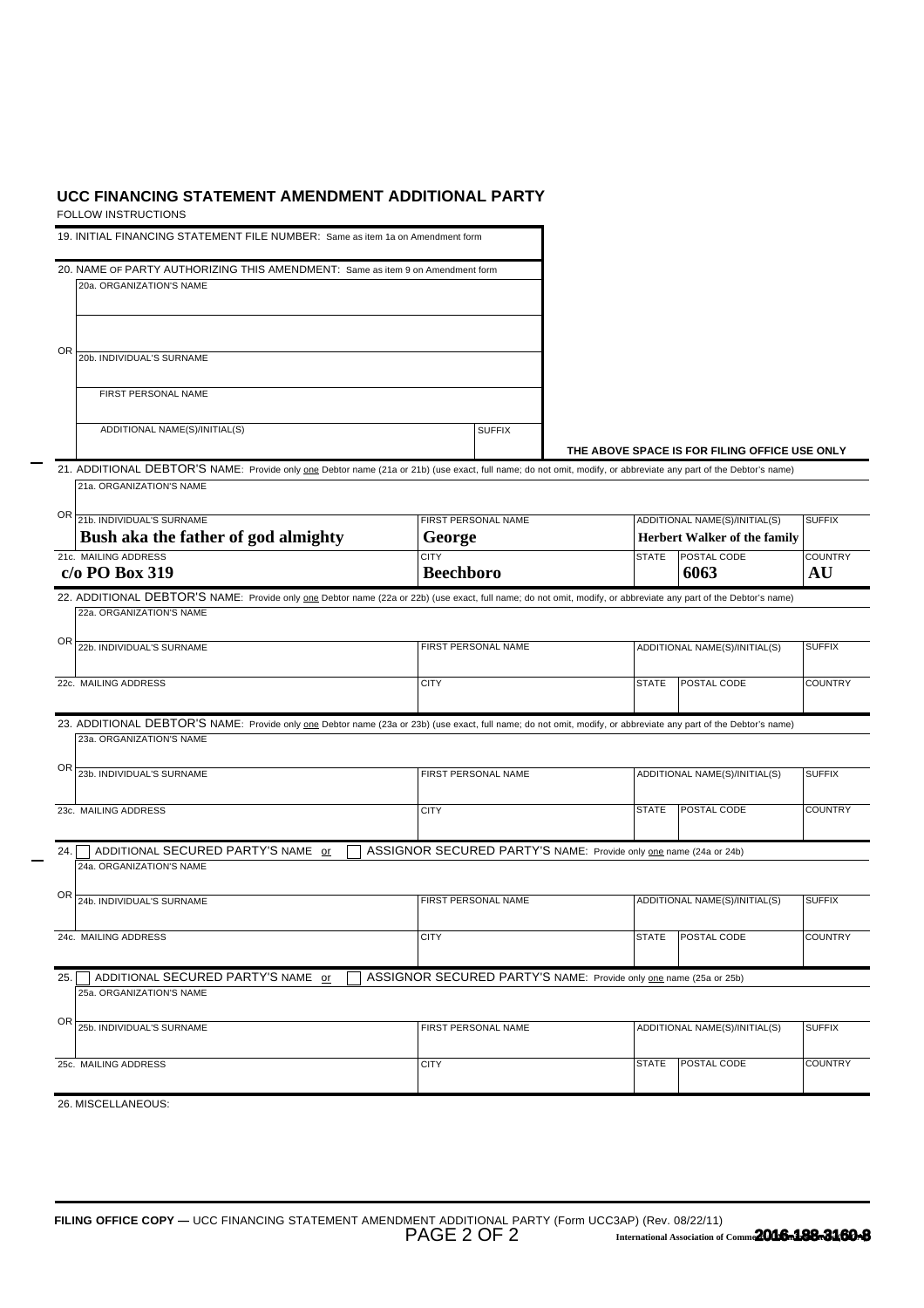## UCC FINANCING STATEMENT AMENDMENT ADDITIONAL PARTY

FOLLOW INSTRUCTIONS

19. INITIAL FINANCING STATEMENT FILE NUMBER: Same as item 1a on Amendment form

20. NAME OF PARTY AUTHORIZING THIS AMENDMENT: Same as item 9 on Amendment form

| | | |
|---|---|---|
| 20a. ORGANIZATION'S NAME | | |
| OR 20b. INDIVIDUAL'S SURNAME | | |
| FIRST PERSONAL NAME | | |
| ADDITIONAL NAME(S)/INITIAL(S) | | SUFFIX |

THE ABOVE SPACE IS FOR FILING OFFICE USE ONLY

21. ADDITIONAL DEBTOR'S NAME: Provide only one Debtor name (21a or 21b) (use exact, full name; do not omit, modify, or abbreviate any part of the Debtor's name)

| | | | | |
|---|---|---|---|---|
| 21a. ORGANIZATION'S NAME | | | | |
| OR 21b. INDIVIDUAL'S SURNAME<br>**Bush aka the father of god almighty** | FIRST PERSONAL NAME<br>**George** | ADDITIONAL NAME(S)/INITIAL(S)<br>**Herbert Walker of the family** | | SUFFIX |
| 21c. MAILING ADDRESS<br>**c/o PO Box 319** | CITY<br>**Beechboro** | STATE | POSTAL CODE<br>**6063** | COUNTRY<br>**AU** |

22. ADDITIONAL DEBTOR'S NAME: Provide only one Debtor name (22a or 22b) (use exact, full name; do not omit, modify, or abbreviate any part of the Debtor's name)

| | | | | |
|---|---|---|---|---|
| 22a. ORGANIZATION'S NAME | | | | |
| OR 22b. INDIVIDUAL'S SURNAME | FIRST PERSONAL NAME | ADDITIONAL NAME(S)/INITIAL(S) | | SUFFIX |
| 22c. MAILING ADDRESS | CITY | STATE | POSTAL CODE | COUNTRY |

23. ADDITIONAL DEBTOR'S NAME: Provide only one Debtor name (23a or 23b) (use exact, full name; do not omit, modify, or abbreviate any part of the Debtor's name)

| | | | | |
|---|---|---|---|---|
| 23a. ORGANIZATION'S NAME | | | | |
| OR 23b. INDIVIDUAL'S SURNAME | FIRST PERSONAL NAME | ADDITIONAL NAME(S)/INITIAL(S) | | SUFFIX |
| 23c. MAILING ADDRESS | CITY | STATE | POSTAL CODE | COUNTRY |

24. ☐ ADDITIONAL SECURED PARTY'S NAME or ☐ ASSIGNOR SECURED PARTY'S NAME: Provide only one name (24a or 24b)

| | | | | |
|---|---|---|---|---|
| 24a. ORGANIZATION'S NAME | | | | |
| OR 24b. INDIVIDUAL'S SURNAME | FIRST PERSONAL NAME | ADDITIONAL NAME(S)/INITIAL(S) | | SUFFIX |
| 24c. MAILING ADDRESS | CITY | STATE | POSTAL CODE | COUNTRY |

25. ☐ ADDITIONAL SECURED PARTY'S NAME or ☐ ASSIGNOR SECURED PARTY'S NAME: Provide only one name (25a or 25b)

| | | | | |
|---|---|---|---|---|
| 25a. ORGANIZATION'S NAME | | | | |
| OR 25b. INDIVIDUAL'S SURNAME | FIRST PERSONAL NAME | ADDITIONAL NAME(S)/INITIAL(S) | | SUFFIX |
| 25c. MAILING ADDRESS | CITY | STATE | POSTAL CODE | COUNTRY |

26. MISCELLANEOUS:

**FILING OFFICE COPY —** UCC FINANCING STATEMENT AMENDMENT ADDITIONAL PARTY (Form UCC3AP) (Rev. 08/22/11)

International Association of Commercial Administrators (IACA) **2016-188-3160-8**